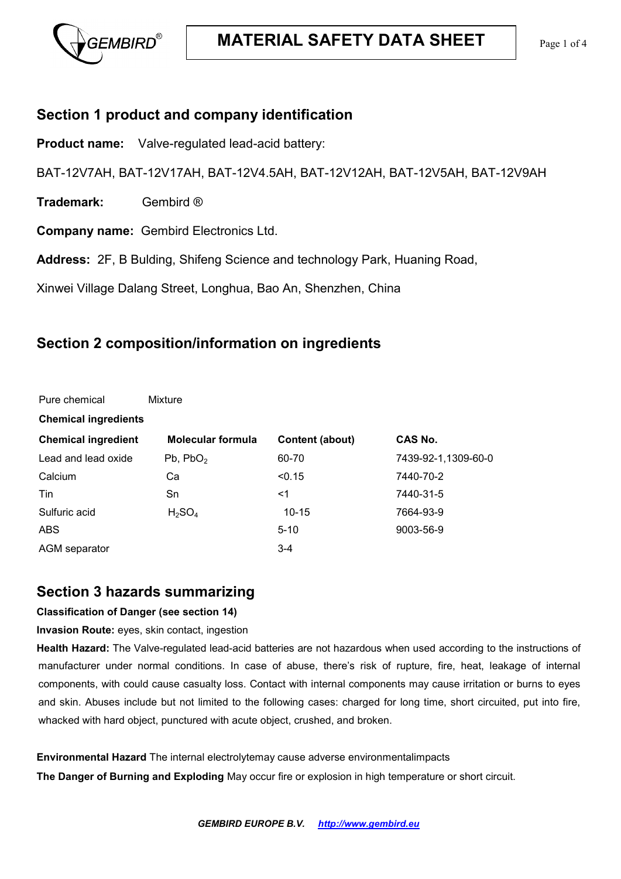# MATERIAL SAFETY DATA SHEET

## Section 1 product and company identification

**Product name:** Valve-regulated lead-acid battery:

BAT-12V7AH, BAT-12V17AH, BAT-12V4.5AH, BAT-12V12AH, BAT-12V5AH, BAT-12V9AH

**Trademark:** Gembird ®

**Company name:** Gembird Electronics Ltd.

**Address:** 2F, B Bulding, Shifeng Science and technology Park, Huaning Road,

Xinwei Village Dalang Street, Longhua, Bao An, Shenzhen, China

## Section 2 composition/information on ingredients

Pure chemical Mixture

**Chemical ingredients**

| **Chemical ingredient** | **Molecular formula** | **Content (about)** | **CAS No.** |
|---|---|---|---|
| Lead and lead oxide | Pb, $PbO_2$ | 60-70 | 7439-92-1,1309-60-0 |
| Calcium | Ca | <0.15 | 7440-70-2 |
| Tin | Sn | <1 | 7440-31-5 |
| Sulfuric acid | $H_2SO_4$ | 10-15 | 7664-93-9 |
| ABS | | 5-10 | 9003-56-9 |
| AGM separator | | 3-4 | |

## Section 3 hazards summarizing

**Classification of Danger (see section 14)**

**Invasion Route:** eyes, skin contact, ingestion

**Health Hazard:** The Valve-regulated lead-acid batteries are not hazardous when used according to the instructions of manufacturer under normal conditions. In case of abuse, there's risk of rupture, fire, heat, leakage of internal components, with could cause casualty loss. Contact with internal components may cause irritation or burns to eyes and skin. Abuses include but not limited to the following cases: charged for long time, short circuited, put into fire, whacked with hard object, punctured with acute object, crushed, and broken.

**Environmental Hazard** The internal electrolytemay cause adverse environmentalimpacts

**The Danger of Burning and Exploding** May occur fire or explosion in high temperature or short circuit.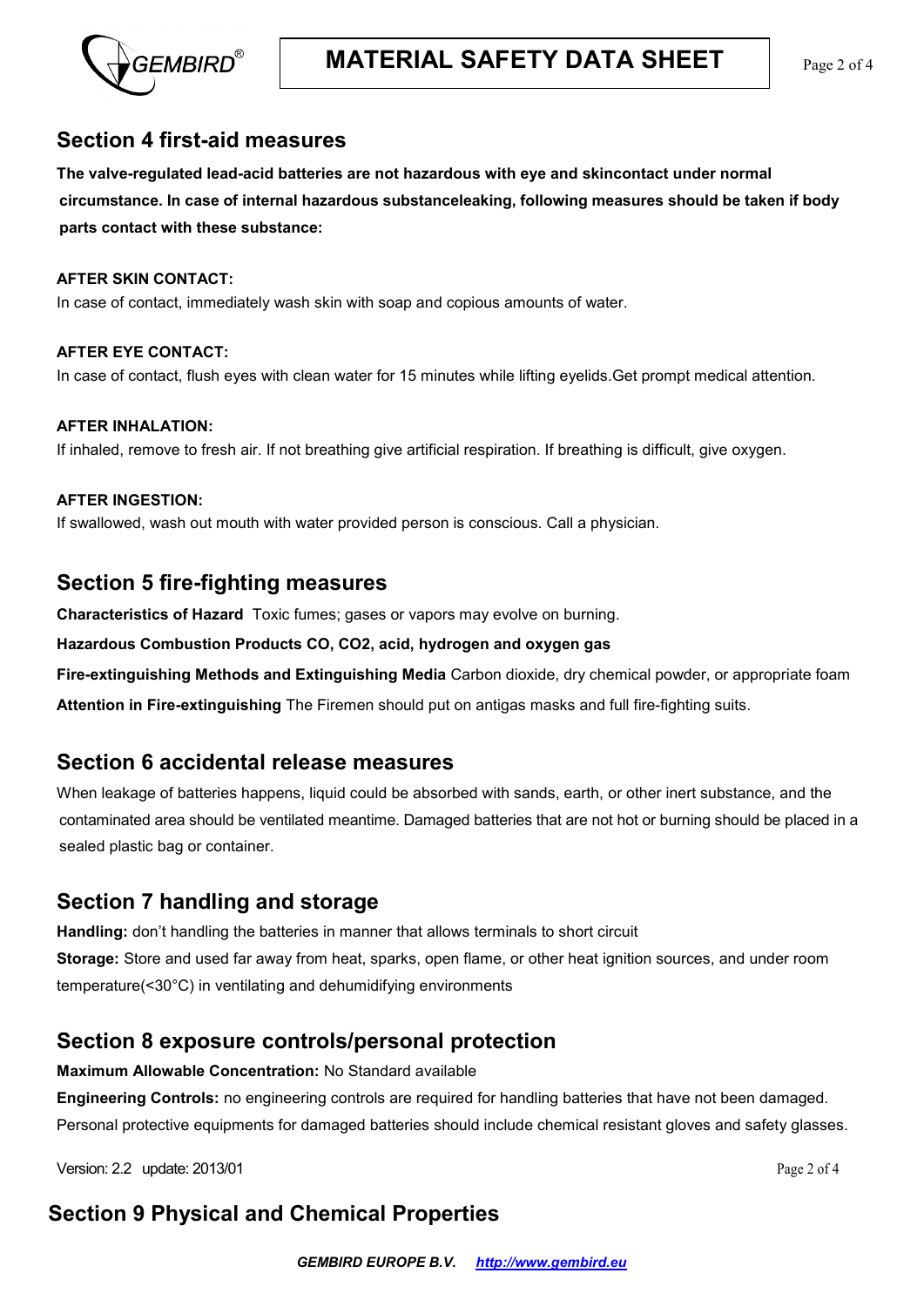## Section 4 first-aid measures

**The valve-regulated lead-acid batteries are not hazardous with eye and skincontact under normal circumstance. In case of internal hazardous substanceleaking, following measures should be taken if body parts contact with these substance:**

**AFTER SKIN CONTACT:**

In case of contact, immediately wash skin with soap and copious amounts of water.

**AFTER EYE CONTACT:**

In case of contact, flush eyes with clean water for 15 minutes while lifting eyelids.Get prompt medical attention.

**AFTER INHALATION:**

If inhaled, remove to fresh air. If not breathing give artificial respiration. If breathing is difficult, give oxygen.

**AFTER INGESTION:**

If swallowed, wash out mouth with water provided person is conscious. Call a physician.

## Section 5 fire-fighting measures

**Characteristics of Hazard** Toxic fumes; gases or vapors may evolve on burning.

**Hazardous Combustion Products CO, CO2, acid, hydrogen and oxygen gas**

**Fire-extinguishing Methods and Extinguishing Media** Carbon dioxide, dry chemical powder, or appropriate foam

**Attention in Fire-extinguishing** The Firemen should put on antigas masks and full fire-fighting suits.

## Section 6 accidental release measures

When leakage of batteries happens, liquid could be absorbed with sands, earth, or other inert substance, and the contaminated area should be ventilated meantime. Damaged batteries that are not hot or burning should be placed in a sealed plastic bag or container.

## Section 7 handling and storage

**Handling:** don't handling the batteries in manner that allows terminals to short circuit

**Storage:** Store and used far away from heat, sparks, open flame, or other heat ignition sources, and under room temperature(<30°C) in ventilating and dehumidifying environments

## Section 8 exposure controls/personal protection

**Maximum Allowable Concentration:** No Standard available

**Engineering Controls:** no engineering controls are required for handling batteries that have not been damaged. Personal protective equipments for damaged batteries should include chemical resistant gloves and safety glasses.

Version: 2.2 update: 2013/01

## Section 9 Physical and Chemical Properties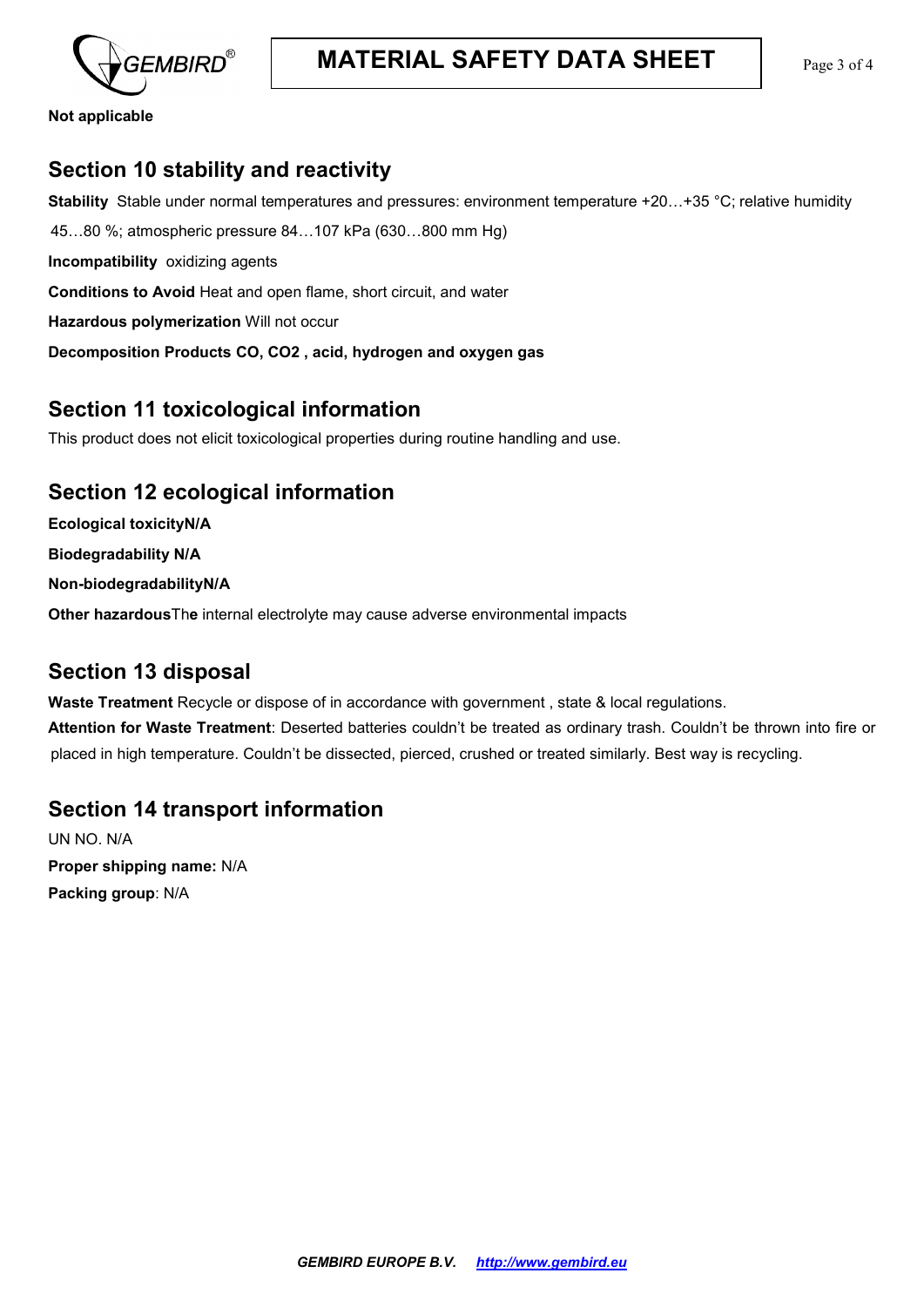**Not applicable**

## Section 10 stability and reactivity

**Stability** Stable under normal temperatures and pressures: environment temperature +20…+35 °C; relative humidity 45…80 %; atmospheric pressure 84…107 kPa (630…800 mm Hg)

**Incompatibility** oxidizing agents

**Conditions to Avoid** Heat and open flame, short circuit, and water

**Hazardous polymerization** Will not occur

**Decomposition Products CO, CO2 , acid, hydrogen and oxygen gas**

## Section 11 toxicological information

This product does not elicit toxicological properties during routine handling and use.

## Section 12 ecological information

**Ecological toxicityN/A**

**Biodegradability N/A**

**Non-biodegradabilityN/A**

**Other hazardous**The internal electrolyte may cause adverse environmental impacts

## Section 13 disposal

**Waste Treatment** Recycle or dispose of in accordance with government , state & local regulations.

**Attention for Waste Treatment**: Deserted batteries couldn't be treated as ordinary trash. Couldn't be thrown into fire or placed in high temperature. Couldn't be dissected, pierced, crushed or treated similarly. Best way is recycling.

## Section 14 transport information

UN NO. N/A

**Proper shipping name:** N/A

**Packing group**: N/A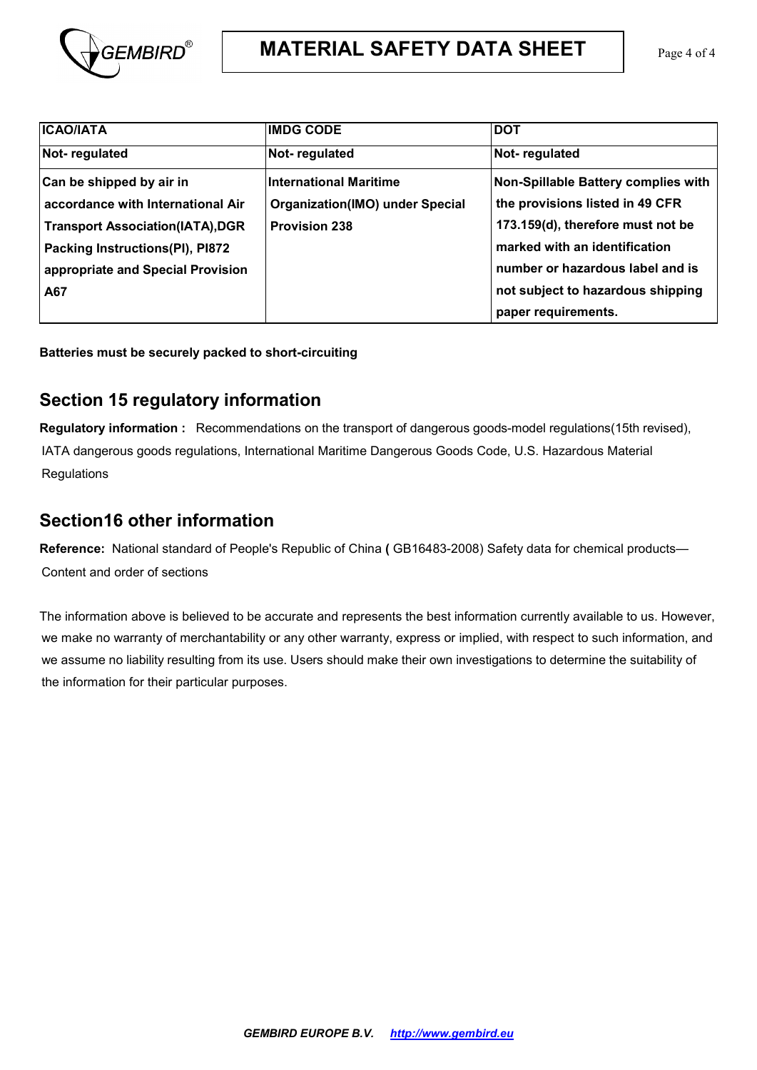| ICAO/IATA | IMDG CODE | DOT |
| --- | --- | --- |
| Not- regulated | Not- regulated | Not- regulated |
| Can be shipped by air in accordance with International Air Transport Association(IATA),DGR Packing Instructions(PI), PI872 appropriate and Special Provision A67 | International Maritime Organization(IMO) under Special Provision 238 | Non-Spillable Battery complies with the provisions listed in 49 CFR 173.159(d), therefore must not be marked with an identification number or hazardous label and is not subject to hazardous shipping paper requirements. |

**Batteries must be securely packed to short-circuiting**

## Section 15 regulatory information

**Regulatory information :** Recommendations on the transport of dangerous goods-model regulations(15th revised), IATA dangerous goods regulations, International Maritime Dangerous Goods Code, U.S. Hazardous Material Regulations

## Section16 other information

**Reference:** National standard of People's Republic of China **(** GB16483-2008) Safety data for chemical products—Content and order of sections

The information above is believed to be accurate and represents the best information currently available to us. However, we make no warranty of merchantability or any other warranty, express or implied, with respect to such information, and we assume no liability resulting from its use. Users should make their own investigations to determine the suitability of the information for their particular purposes.